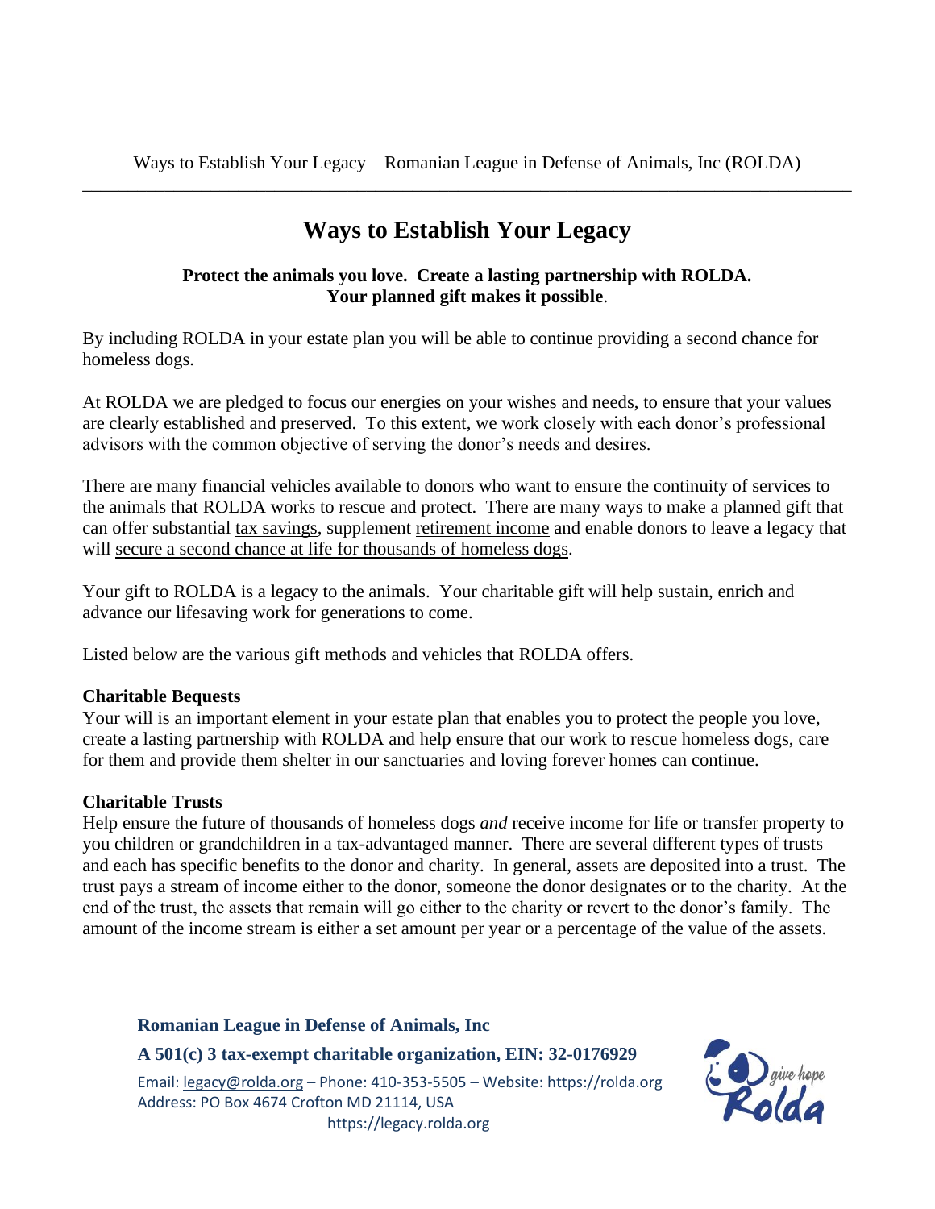# Ways to Establish Your Legacy

**Protect the animals you love. Create a lasting partnership with ROLDA. Your planned gift makes it possible.**

By including ROLDA in your estate plan you will be able to continue providing a second chance for homeless dogs.

At ROLDA we are pledged to focus our energies on your wishes and needs, to ensure that your values are clearly established and preserved. To this extent, we work closely with each donor's professional advisors with the common objective of serving the donor's needs and desires.

There are many financial vehicles available to donors who want to ensure the continuity of services to the animals that ROLDA works to rescue and protect. There are many ways to make a planned gift that can offer substantial tax savings, supplement retirement income and enable donors to leave a legacy that will secure a second chance at life for thousands of homeless dogs.

Your gift to ROLDA is a legacy to the animals. Your charitable gift will help sustain, enrich and advance our lifesaving work for generations to come.

Listed below are the various gift methods and vehicles that ROLDA offers.

**Charitable Bequests**

Your will is an important element in your estate plan that enables you to protect the people you love, create a lasting partnership with ROLDA and help ensure that our work to rescue homeless dogs, care for them and provide them shelter in our sanctuaries and loving forever homes can continue.

**Charitable Trusts**

Help ensure the future of thousands of homeless dogs *and* receive income for life or transfer property to you children or grandchildren in a tax-advantaged manner. There are several different types of trusts and each has specific benefits to the donor and charity. In general, assets are deposited into a trust. The trust pays a stream of income either to the donor, someone the donor designates or to the charity. At the end of the trust, the assets that remain will go either to the charity or revert to the donor's family. The amount of the income stream is either a set amount per year or a percentage of the value of the assets.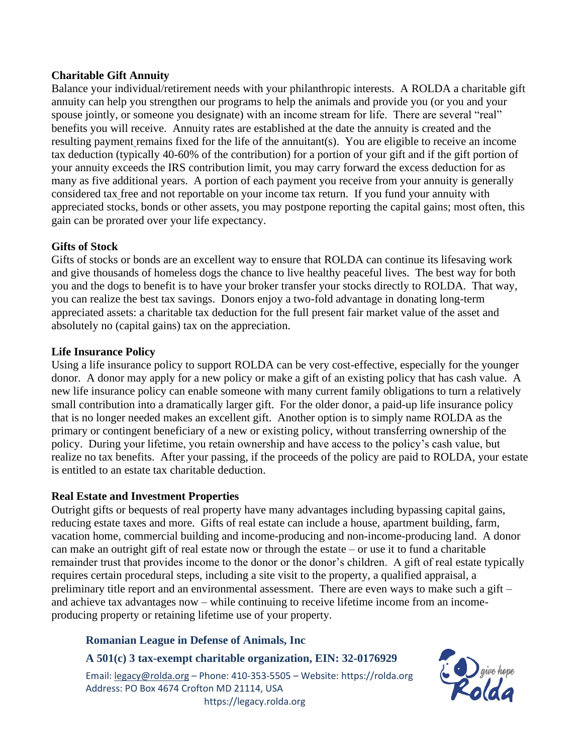### Charitable Gift Annuity

Balance your individual/retirement needs with your philanthropic interests. A ROLDA a charitable gift annuity can help you strengthen our programs to help the animals and provide you (or you and your spouse jointly, or someone you designate) with an income stream for life. There are several "real" benefits you will receive. Annuity rates are established at the date the annuity is created and the resulting payment remains fixed for the life of the annuitant(s). You are eligible to receive an income tax deduction (typically 40-60% of the contribution) for a portion of your gift and if the gift portion of your annuity exceeds the IRS contribution limit, you may carry forward the excess deduction for as many as five additional years. A portion of each payment you receive from your annuity is generally considered tax free and not reportable on your income tax return. If you fund your annuity with appreciated stocks, bonds or other assets, you may postpone reporting the capital gains; most often, this gain can be prorated over your life expectancy.

### Gifts of Stock

Gifts of stocks or bonds are an excellent way to ensure that ROLDA can continue its lifesaving work and give thousands of homeless dogs the chance to live healthy peaceful lives. The best way for both you and the dogs to benefit is to have your broker transfer your stocks directly to ROLDA. That way, you can realize the best tax savings. Donors enjoy a two-fold advantage in donating long-term appreciated assets: a charitable tax deduction for the full present fair market value of the asset and absolutely no (capital gains) tax on the appreciation.

### Life Insurance Policy

Using a life insurance policy to support ROLDA can be very cost-effective, especially for the younger donor. A donor may apply for a new policy or make a gift of an existing policy that has cash value. A new life insurance policy can enable someone with many current family obligations to turn a relatively small contribution into a dramatically larger gift. For the older donor, a paid-up life insurance policy that is no longer needed makes an excellent gift. Another option is to simply name ROLDA as the primary or contingent beneficiary of a new or existing policy, without transferring ownership of the policy. During your lifetime, you retain ownership and have access to the policy's cash value, but realize no tax benefits. After your passing, if the proceeds of the policy are paid to ROLDA, your estate is entitled to an estate tax charitable deduction.

### Real Estate and Investment Properties

Outright gifts or bequests of real property have many advantages including bypassing capital gains, reducing estate taxes and more. Gifts of real estate can include a house, apartment building, farm, vacation home, commercial building and income-producing and non-income-producing land. A donor can make an outright gift of real estate now or through the estate – or use it to fund a charitable remainder trust that provides income to the donor or the donor's children. A gift of real estate typically requires certain procedural steps, including a site visit to the property, a qualified appraisal, a preliminary title report and an environmental assessment. There are even ways to make such a gift – and achieve tax advantages now – while continuing to receive lifetime income from an income-producing property or retaining lifetime use of your property.

**Romanian League in Defense of Animals, Inc**

**A 501(c) 3 tax-exempt charitable organization, EIN: 32-0176929**

Email: legacy@rolda.org – Phone: 410-353-5505 – Website: https://rolda.org
Address: PO Box 4674 Crofton MD 21114, USA
https://legacy.rolda.org

give hope Rolda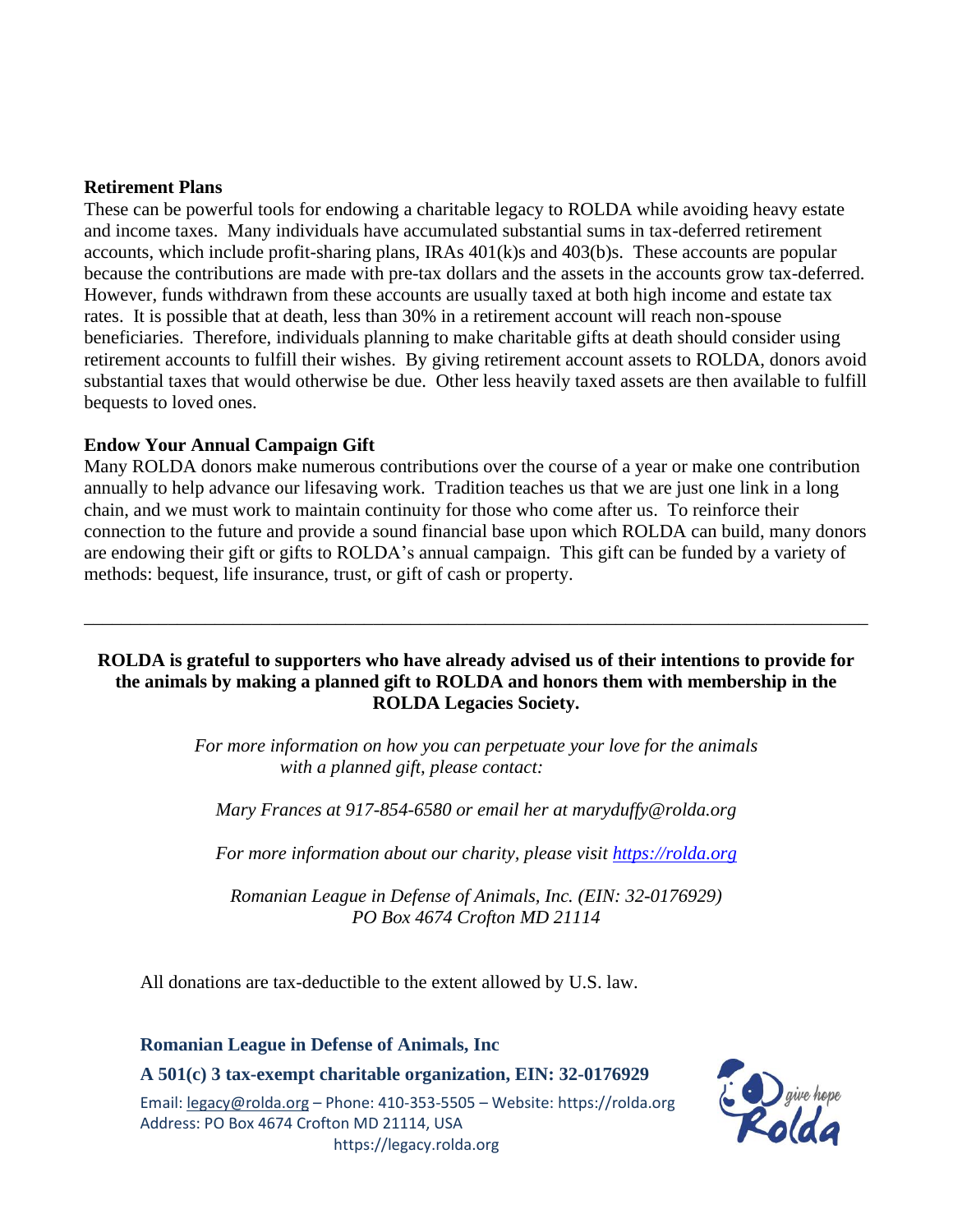### Retirement Plans

These can be powerful tools for endowing a charitable legacy to ROLDA while avoiding heavy estate and income taxes. Many individuals have accumulated substantial sums in tax-deferred retirement accounts, which include profit-sharing plans, IRAs 401(k)s and 403(b)s. These accounts are popular because the contributions are made with pre-tax dollars and the assets in the accounts grow tax-deferred. However, funds withdrawn from these accounts are usually taxed at both high income and estate tax rates. It is possible that at death, less than 30% in a retirement account will reach non-spouse beneficiaries. Therefore, individuals planning to make charitable gifts at death should consider using retirement accounts to fulfill their wishes. By giving retirement account assets to ROLDA, donors avoid substantial taxes that would otherwise be due. Other less heavily taxed assets are then available to fulfill bequests to loved ones.

### Endow Your Annual Campaign Gift

Many ROLDA donors make numerous contributions over the course of a year or make one contribution annually to help advance our lifesaving work. Tradition teaches us that we are just one link in a long chain, and we must work to maintain continuity for those who come after us. To reinforce their connection to the future and provide a sound financial base upon which ROLDA can build, many donors are endowing their gift or gifts to ROLDA's annual campaign. This gift can be funded by a variety of methods: bequest, life insurance, trust, or gift of cash or property.

---

**ROLDA is grateful to supporters who have already advised us of their intentions to provide for the animals by making a planned gift to ROLDA and honors them with membership in the ROLDA Legacies Society.**

*For more information on how you can perpetuate your love for the animals with a planned gift, please contact:*

*Mary Frances at 917-854-6580 or email her at maryduffy@rolda.org*

*For more information about our charity, please visit [https://rolda.org](https://rolda.org)*

*Romanian League in Defense of Animals, Inc. (EIN: 32-0176929)*
*PO Box 4674 Crofton MD 21114*

All donations are tax-deductible to the extent allowed by U.S. law.

**Romanian League in Defense of Animals, Inc**

**A 501(c) 3 tax-exempt charitable organization, EIN: 32-0176929**

Email: legacy@rolda.org – Phone: 410-353-5505 – Website: https://rolda.org
Address: PO Box 4674 Crofton MD 21114, USA
https://legacy.rolda.org

give hope
Rolda